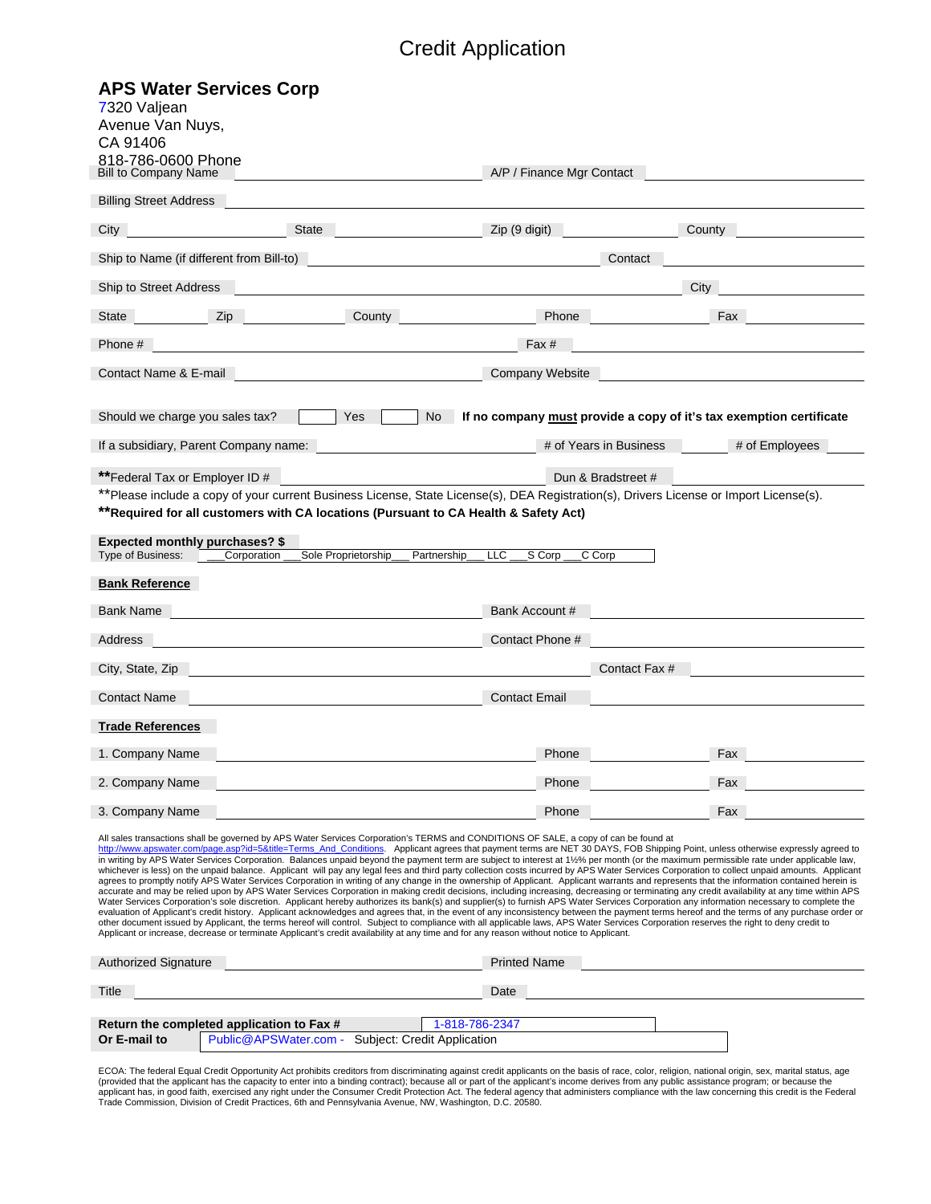# Credit Application

## APS Water Services Corp

7320 Valjean
Avenue Van Nuys,
CA 91406
818-786-0600 Phone

Bill to Company Name ________________________ A/P / Finance Mgr Contact ________________________

Billing Street Address ________________________________________________

City ____________ State ____________ Zip (9 digit) ____________ County ____________

Ship to Name (if different from Bill-to) ________________________ Contact ____________

Ship to Street Address ________________________________________ City ____________

State ________ Zip ________ County ________ Phone ________ Fax ________

Phone # ________________________ Fax # ________________________

Contact Name & E-mail ________________________ Company Website ________________________

Should we charge you sales tax? [ ] Yes [ ] No **If no company must provide a copy of it's tax exemption certificate**

If a subsidiary, Parent Company name: ________________ # of Years in Business ________ # of Employees ________

**Federal Tax or Employer ID # ________________ Dun & Bradstreet # ________________

**Please include a copy of your current Business License, State License(s), DEA Registration(s), Drivers License or Import License(s).

****Required for all customers with CA locations (Pursuant to CA Health & Safety Act)**

**Expected monthly purchases? $**

Type of Business: ___Corporation ___Sole Proprietorship___ Partnership___ LLC ___S Corp ___C Corp

**Bank Reference**

Bank Name ________________________ Bank Account # ________________________

Address ________________________ Contact Phone # ________________________

City, State, Zip ________________________ Contact Fax # ________________________

Contact Name ________________________ Contact Email ________________________

**Trade References**

1. Company Name ________________________ Phone ____________ Fax ____________

2. Company Name ________________________ Phone ____________ Fax ____________

3. Company Name ________________________ Phone ____________ Fax ____________

All sales transactions shall be governed by APS Water Services Corporation's TERMS and CONDITIONS OF SALE, a copy of can be found at http://www.apswater.com/page.asp?id=5&title=Terms_And_Conditions. Applicant agrees that payment terms are NET 30 DAYS, FOB Shipping Point, unless otherwise expressly agreed to in writing by APS Water Services Corporation. Balances unpaid beyond the payment term are subject to interest at 1½% per month (or the maximum permissible rate under applicable law, whichever is less) on the unpaid balance. Applicant will pay any legal fees and third party collection costs incurred by APS Water Services Corporation to collect unpaid amounts. Applicant agrees to promptly notify APS Water Services Corporation in writing of any change in the ownership of Applicant. Applicant warrants and represents that the information contained herein is accurate and may be relied upon by APS Water Services Corporation in making credit decisions, including increasing, decreasing or terminating any credit availability at any time within APS Water Services Corporation's sole discretion. Applicant hereby authorizes its bank(s) and supplier(s) to furnish APS Water Services Corporation any information necessary to complete the evaluation of Applicant's credit history. Applicant acknowledges and agrees that, in the event of any inconsistency between the payment terms hereof and the terms of any purchase order or other document issued by Applicant, the terms hereof will control. Subject to compliance with all applicable laws, APS Water Services Corporation reserves the right to deny credit to Applicant or increase, decrease or terminate Applicant's credit availability at any time and for any reason without notice to Applicant.

Authorized Signature ________________________ Printed Name ________________________

Title ________________________ Date ________________________

**Return the completed application to Fax #** 1-818-786-2347

**Or E-mail to** Public@APSWater.com - Subject: Credit Application

ECOA: The federal Equal Credit Opportunity Act prohibits creditors from discriminating against credit applicants on the basis of race, color, religion, national origin, sex, marital status, age (provided that the applicant has the capacity to enter into a binding contract); because all or part of the applicant's income derives from any public assistance program; or because the applicant has, in good faith, exercised any right under the Consumer Credit Protection Act. The federal agency that administers compliance with the law concerning this credit is the Federal Trade Commission, Division of Credit Practices, 6th and Pennsylvania Avenue, NW, Washington, D.C. 20580.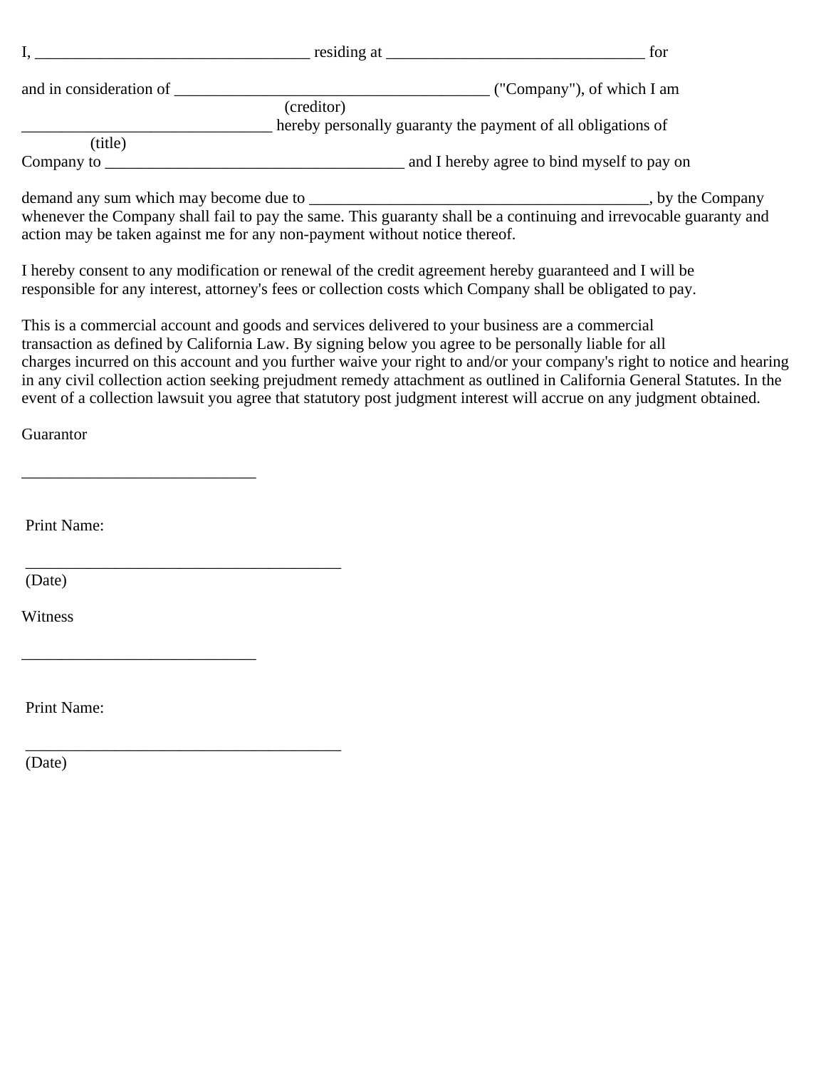I, _________________________________ residing at _______________________________ for

and in consideration of ______________________________________ ("Company"), of which I am
(creditor)
______________________________ hereby personally guaranty the payment of all obligations of
(title)
Company to ____________________________________ and I hereby agree to bind myself to pay on

demand any sum which may become due to _______________________________________, by the Company whenever the Company shall fail to pay the same. This guaranty shall be a continuing and irrevocable guaranty and action may be taken against me for any non-payment without notice thereof.

I hereby consent to any modification or renewal of the credit agreement hereby guaranteed and I will be responsible for any interest, attorney's fees or collection costs which Company shall be obligated to pay.

This is a commercial account and goods and services delivered to your business are a commercial transaction as defined by California Law. By signing below you agree to be personally liable for all charges incurred on this account and you further waive your right to and/or your company's right to notice and hearing in any civil collection action seeking prejudment remedy attachment as outlined in California General Statutes. In the event of a collection lawsuit you agree that statutory post judgment interest will accrue on any judgment obtained.

Guarantor

____________________________

Print Name:

______________________________________
(Date)

Witness

____________________________

Print Name:

______________________________________
(Date)